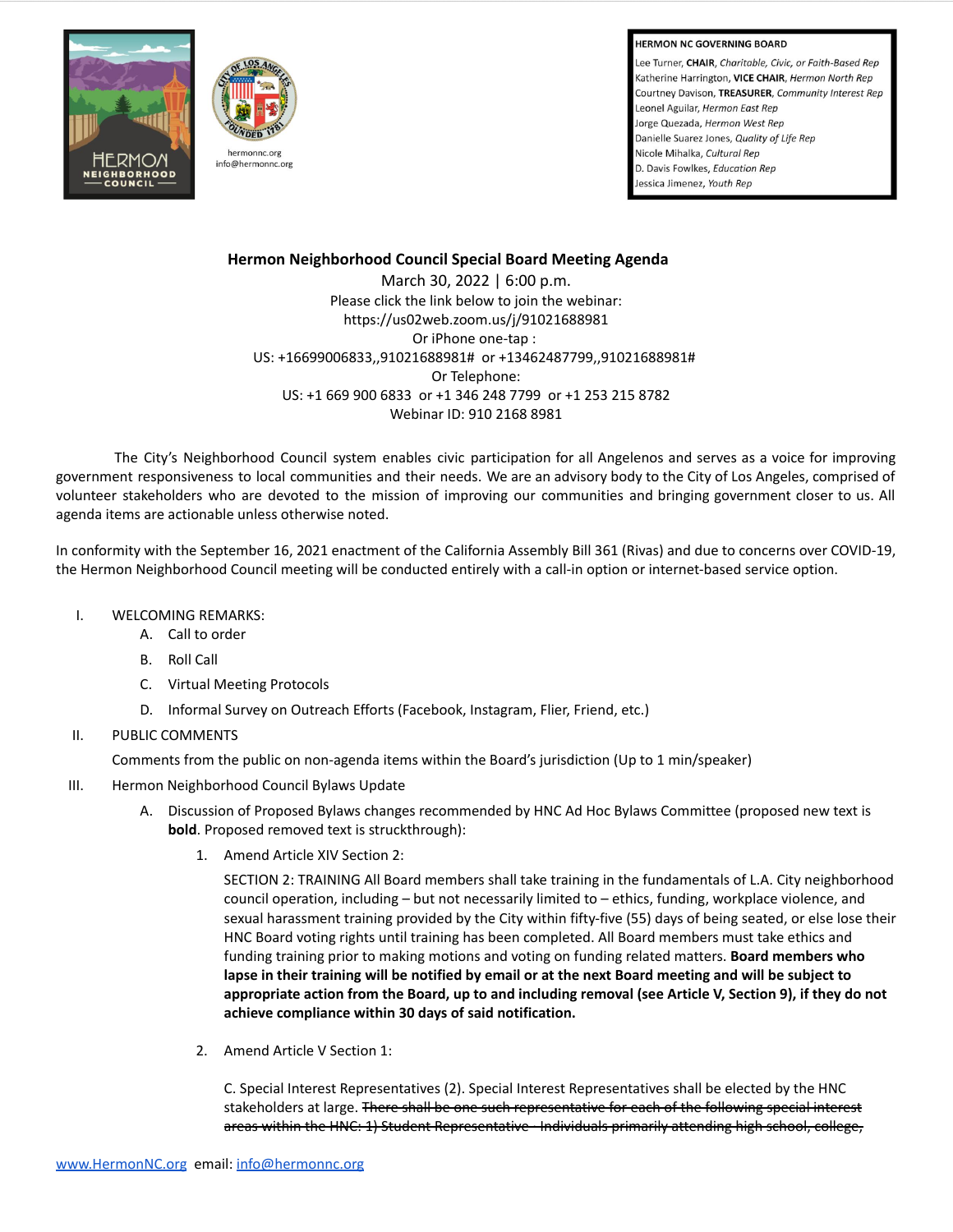**HERMON NC GOVERNING BOARD**

Lee Turner, **CHAIR**, *Charitable, Civic, or Faith-Based Rep*
Katherine Harrington, **VICE CHAIR**, *Hermon North Rep*
Courtney Davison, **TREASURER**, *Community Interest Rep*
Leonel Aguilar, *Hermon East Rep*
Jorge Quezada, *Hermon West Rep*
Danielle Suarez Jones, *Quality of Life Rep*
Nicole Mihalka, *Cultural Rep*
D. Davis Fowlkes, *Education Rep*
Jessica Jimenez, *Youth Rep*

hermonnc.org
info@hermonnc.org

# Hermon Neighborhood Council Special Board Meeting Agenda

March 30, 2022 | 6:00 p.m.
Please click the link below to join the webinar:
https://us02web.zoom.us/j/91021688981
Or iPhone one-tap :
US: +16699006833,,91021688981# or +13462487799,,91021688981#
Or Telephone:
US: +1 669 900 6833 or +1 346 248 7799 or +1 253 215 8782
Webinar ID: 910 2168 8981

The City's Neighborhood Council system enables civic participation for all Angelenos and serves as a voice for improving government responsiveness to local communities and their needs. We are an advisory body to the City of Los Angeles, comprised of volunteer stakeholders who are devoted to the mission of improving our communities and bringing government closer to us. All agenda items are actionable unless otherwise noted.

In conformity with the September 16, 2021 enactment of the California Assembly Bill 361 (Rivas) and due to concerns over COVID-19, the Hermon Neighborhood Council meeting will be conducted entirely with a call-in option or internet-based service option.

I. WELCOMING REMARKS:
   A. Call to order
   B. Roll Call
   C. Virtual Meeting Protocols
   D. Informal Survey on Outreach Efforts (Facebook, Instagram, Flier, Friend, etc.)

II. PUBLIC COMMENTS

   Comments from the public on non-agenda items within the Board's jurisdiction (Up to 1 min/speaker)

III. Hermon Neighborhood Council Bylaws Update
   A. Discussion of Proposed Bylaws changes recommended by HNC Ad Hoc Bylaws Committee (proposed new text is **bold**. Proposed removed text is struckthrough):
      1. Amend Article XIV Section 2:

         SECTION 2: TRAINING All Board members shall take training in the fundamentals of L.A. City neighborhood council operation, including – but not necessarily limited to – ethics, funding, workplace violence, and sexual harassment training provided by the City within fifty-five (55) days of being seated, or else lose their HNC Board voting rights until training has been completed. All Board members must take ethics and funding training prior to making motions and voting on funding related matters. **Board members who lapse in their training will be notified by email or at the next Board meeting and will be subject to appropriate action from the Board, up to and including removal (see Article V, Section 9), if they do not achieve compliance within 30 days of said notification.**

      2. Amend Article V Section 1:

         C. Special Interest Representatives (2). Special Interest Representatives shall be elected by the HNC stakeholders at large. ~~There shall be one such representative for each of the following special interest areas within the HNC: 1) Student Representative - Individuals primarily attending high school, college,~~

www.HermonNC.org email: info@hermonnc.org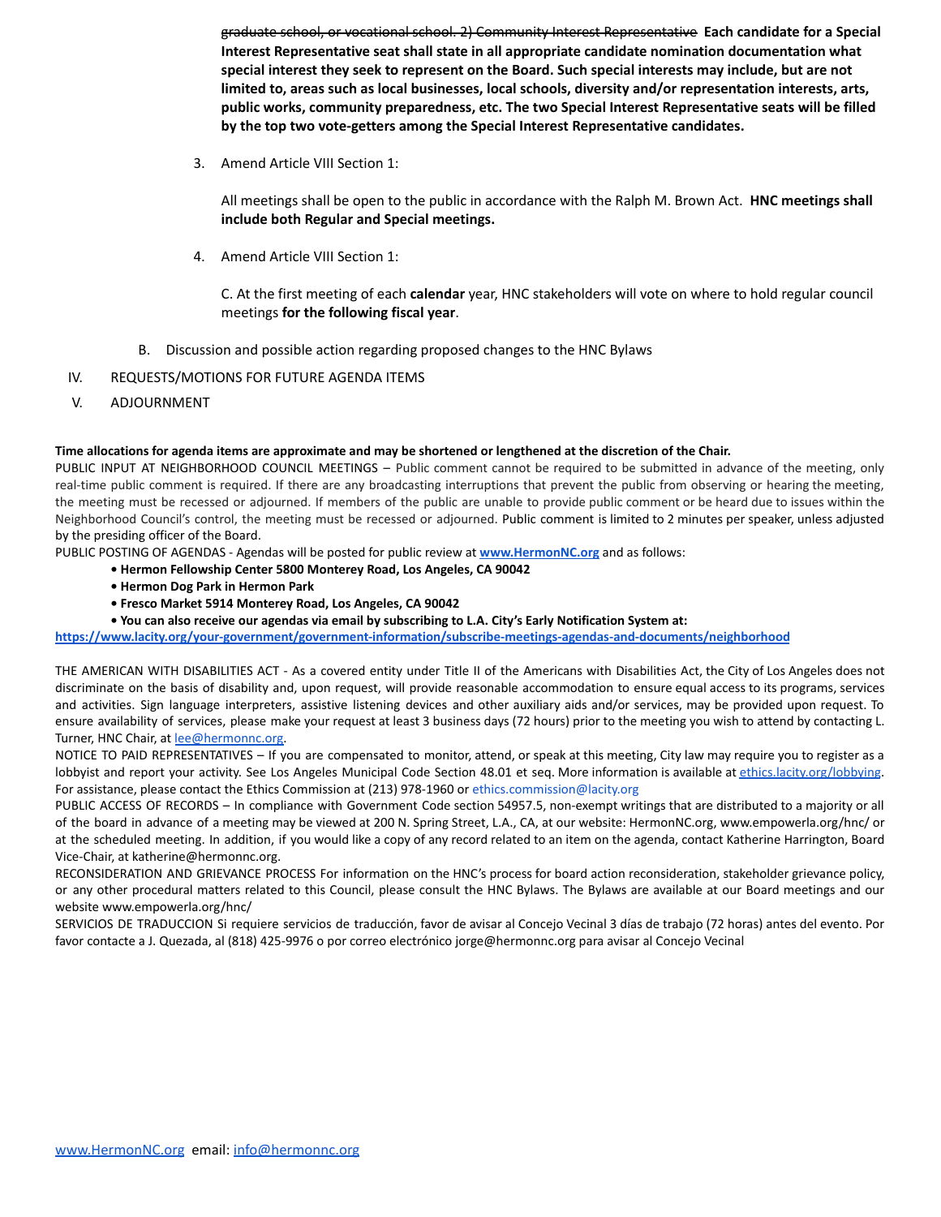~~graduate school, or vocational school. 2) Community Interest Representative~~ **Each candidate for a Special Interest Representative seat shall state in all appropriate candidate nomination documentation what special interest they seek to represent on the Board. Such special interests may include, but are not limited to, areas such as local businesses, local schools, diversity and/or representation interests, arts, public works, community preparedness, etc. The two Special Interest Representative seats will be filled by the top two vote-getters among the Special Interest Representative candidates.**

3. Amend Article VIII Section 1:

   All meetings shall be open to the public in accordance with the Ralph M. Brown Act. **HNC meetings shall include both Regular and Special meetings.**

4. Amend Article VIII Section 1:

   C. At the first meeting of each **calendar** year, HNC stakeholders will vote on where to hold regular council meetings **for the following fiscal year**.

B. Discussion and possible action regarding proposed changes to the HNC Bylaws

IV. REQUESTS/MOTIONS FOR FUTURE AGENDA ITEMS

V. ADJOURNMENT

**Time allocations for agenda items are approximate and may be shortened or lengthened at the discretion of the Chair.**

PUBLIC INPUT AT NEIGHBORHOOD COUNCIL MEETINGS – Public comment cannot be required to be submitted in advance of the meeting, only real-time public comment is required. If there are any broadcasting interruptions that prevent the public from observing or hearing the meeting, the meeting must be recessed or adjourned. If members of the public are unable to provide public comment or be heard due to issues within the Neighborhood Council's control, the meeting must be recessed or adjourned. Public comment is limited to 2 minutes per speaker, unless adjusted by the presiding officer of the Board.

PUBLIC POSTING OF AGENDAS - Agendas will be posted for public review at **www.HermonNC.org** and as follows:

- **Hermon Fellowship Center 5800 Monterey Road, Los Angeles, CA 90042**
- **Hermon Dog Park in Hermon Park**
- **Fresco Market 5914 Monterey Road, Los Angeles, CA 90042**
- **You can also receive our agendas via email by subscribing to L.A. City's Early Notification System at:**

**https://www.lacity.org/your-government/government-information/subscribe-meetings-agendas-and-documents/neighborhood**

THE AMERICAN WITH DISABILITIES ACT - As a covered entity under Title II of the Americans with Disabilities Act, the City of Los Angeles does not discriminate on the basis of disability and, upon request, will provide reasonable accommodation to ensure equal access to its programs, services and activities. Sign language interpreters, assistive listening devices and other auxiliary aids and/or services, may be provided upon request. To ensure availability of services, please make your request at least 3 business days (72 hours) prior to the meeting you wish to attend by contacting L. Turner, HNC Chair, at lee@hermonnc.org.

NOTICE TO PAID REPRESENTATIVES – If you are compensated to monitor, attend, or speak at this meeting, City law may require you to register as a lobbyist and report your activity. See Los Angeles Municipal Code Section 48.01 et seq. More information is available at ethics.lacity.org/lobbying. For assistance, please contact the Ethics Commission at (213) 978-1960 or ethics.commission@lacity.org

PUBLIC ACCESS OF RECORDS – In compliance with Government Code section 54957.5, non-exempt writings that are distributed to a majority or all of the board in advance of a meeting may be viewed at 200 N. Spring Street, L.A., CA, at our website: HermonNC.org, www.empowerla.org/hnc/ or at the scheduled meeting. In addition, if you would like a copy of any record related to an item on the agenda, contact Katherine Harrington, Board Vice-Chair, at katherine@hermonnc.org.

RECONSIDERATION AND GRIEVANCE PROCESS For information on the HNC's process for board action reconsideration, stakeholder grievance policy, or any other procedural matters related to this Council, please consult the HNC Bylaws. The Bylaws are available at our Board meetings and our website www.empowerla.org/hnc/

SERVICIOS DE TRADUCCION Si requiere servicios de traducción, favor de avisar al Concejo Vecinal 3 días de trabajo (72 horas) antes del evento. Por favor contacte a J. Quezada, al (818) 425-9976 o por correo electrónico jorge@hermonnc.org para avisar al Concejo Vecinal